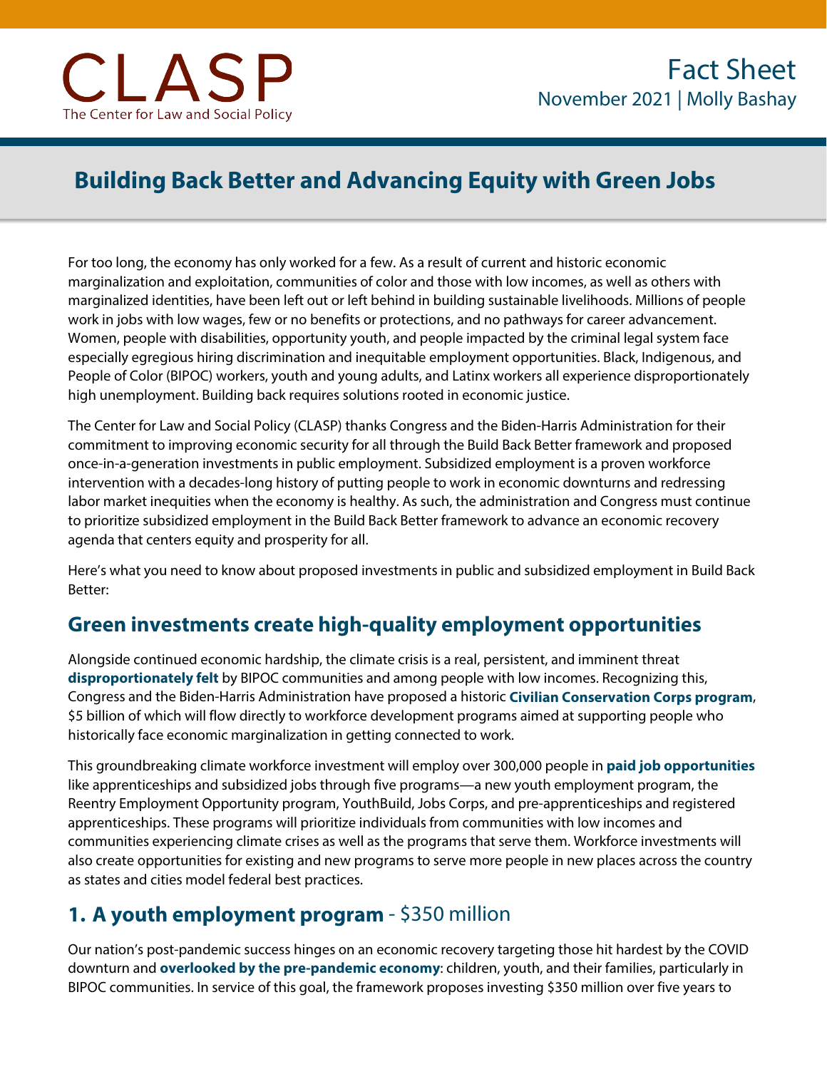CLASP
The Center for Law and Social Policy

Fact Sheet
November 2021 | Molly Bashay

# Building Back Better and Advancing Equity with Green Jobs

For too long, the economy has only worked for a few. As a result of current and historic economic marginalization and exploitation, communities of color and those with low incomes, as well as others with marginalized identities, have been left out or left behind in building sustainable livelihoods. Millions of people work in jobs with low wages, few or no benefits or protections, and no pathways for career advancement. Women, people with disabilities, opportunity youth, and people impacted by the criminal legal system face especially egregious hiring discrimination and inequitable employment opportunities. Black, Indigenous, and People of Color (BIPOC) workers, youth and young adults, and Latinx workers all experience disproportionately high unemployment. Building back requires solutions rooted in economic justice.

The Center for Law and Social Policy (CLASP) thanks Congress and the Biden-Harris Administration for their commitment to improving economic security for all through the Build Back Better framework and proposed once-in-a-generation investments in public employment. Subsidized employment is a proven workforce intervention with a decades-long history of putting people to work in economic downturns and redressing labor market inequities when the economy is healthy. As such, the administration and Congress must continue to prioritize subsidized employment in the Build Back Better framework to advance an economic recovery agenda that centers equity and prosperity for all.

Here's what you need to know about proposed investments in public and subsidized employment in Build Back Better:

## Green investments create high-quality employment opportunities

Alongside continued economic hardship, the climate crisis is a real, persistent, and imminent threat **disproportionately felt** by BIPOC communities and among people with low incomes. Recognizing this, Congress and the Biden-Harris Administration have proposed a historic **Civilian Conservation Corps program**, $5 billion of which will flow directly to workforce development programs aimed at supporting people who historically face economic marginalization in getting connected to work.

This groundbreaking climate workforce investment will employ over 300,000 people in **paid job opportunities** like apprenticeships and subsidized jobs through five programs—a new youth employment program, the Reentry Employment Opportunity program, YouthBuild, Jobs Corps, and pre-apprenticeships and registered apprenticeships. These programs will prioritize individuals from communities with low incomes and communities experiencing climate crises as well as the programs that serve them. Workforce investments will also create opportunities for existing and new programs to serve more people in new places across the country as states and cities model federal best practices.

## 1. A youth employment program - $350 million

Our nation's post-pandemic success hinges on an economic recovery targeting those hit hardest by the COVID downturn and **overlooked by the pre-pandemic economy**: children, youth, and their families, particularly in BIPOC communities. In service of this goal, the framework proposes investing $350 million over five years to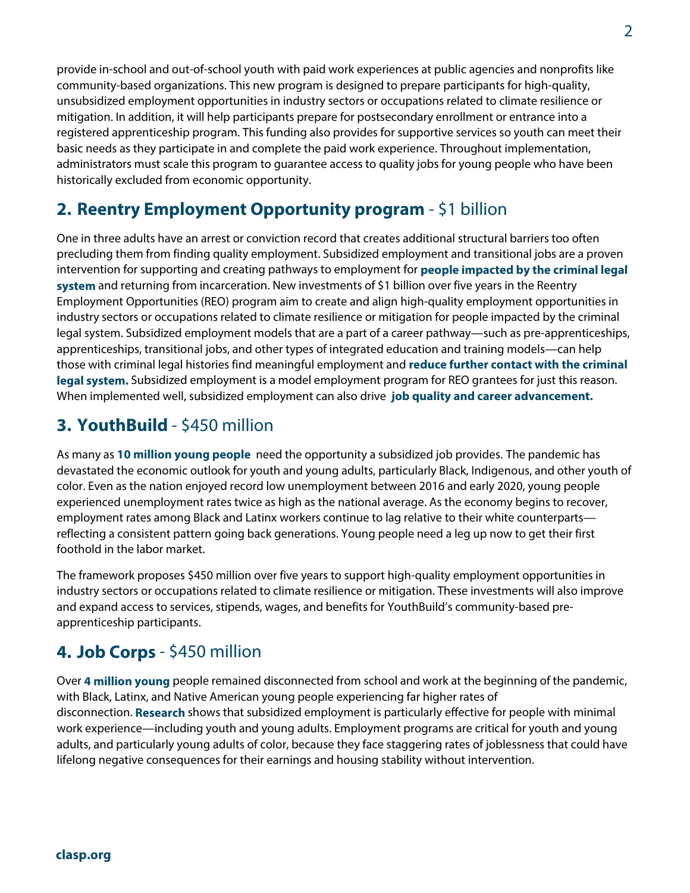provide in-school and out-of-school youth with paid work experiences at public agencies and nonprofits like community-based organizations. This new program is designed to prepare participants for high-quality, unsubsidized employment opportunities in industry sectors or occupations related to climate resilience or mitigation. In addition, it will help participants prepare for postsecondary enrollment or entrance into a registered apprenticeship program. This funding also provides for supportive services so youth can meet their basic needs as they participate in and complete the paid work experience. Throughout implementation, administrators must scale this program to guarantee access to quality jobs for young people who have been historically excluded from economic opportunity.

## 2. **Reentry Employment Opportunity program** - $1 billion

One in three adults have an arrest or conviction record that creates additional structural barriers too often precluding them from finding quality employment. Subsidized employment and transitional jobs are a proven intervention for supporting and creating pathways to employment for **people impacted by the criminal legal system** and returning from incarceration. New investments of $1 billion over five years in the Reentry Employment Opportunities (REO) program aim to create and align high-quality employment opportunities in industry sectors or occupations related to climate resilience or mitigation for people impacted by the criminal legal system. Subsidized employment models that are a part of a career pathway—such as pre-apprenticeships, apprenticeships, transitional jobs, and other types of integrated education and training models—can help those with criminal legal histories find meaningful employment and **reduce further contact with the criminal legal system.** Subsidized employment is a model employment program for REO grantees for just this reason. When implemented well, subsidized employment can also drive **job quality and career advancement.**

## 3. **YouthBuild** - $450 million

As many as **10 million young people** need the opportunity a subsidized job provides. The pandemic has devastated the economic outlook for youth and young adults, particularly Black, Indigenous, and other youth of color. Even as the nation enjoyed record low unemployment between 2016 and early 2020, young people experienced unemployment rates twice as high as the national average. As the economy begins to recover, employment rates among Black and Latinx workers continue to lag relative to their white counterparts—reflecting a consistent pattern going back generations. Young people need a leg up now to get their first foothold in the labor market.

The framework proposes $450 million over five years to support high-quality employment opportunities in industry sectors or occupations related to climate resilience or mitigation. These investments will also improve and expand access to services, stipends, wages, and benefits for YouthBuild's community-based pre-apprenticeship participants.

## 4. **Job Corps** - $450 million

Over **4 million young** people remained disconnected from school and work at the beginning of the pandemic, with Black, Latinx, and Native American young people experiencing far higher rates of disconnection. **Research** shows that subsidized employment is particularly effective for people with minimal work experience—including youth and young adults. Employment programs are critical for youth and young adults, and particularly young adults of color, because they face staggering rates of joblessness that could have lifelong negative consequences for their earnings and housing stability without intervention.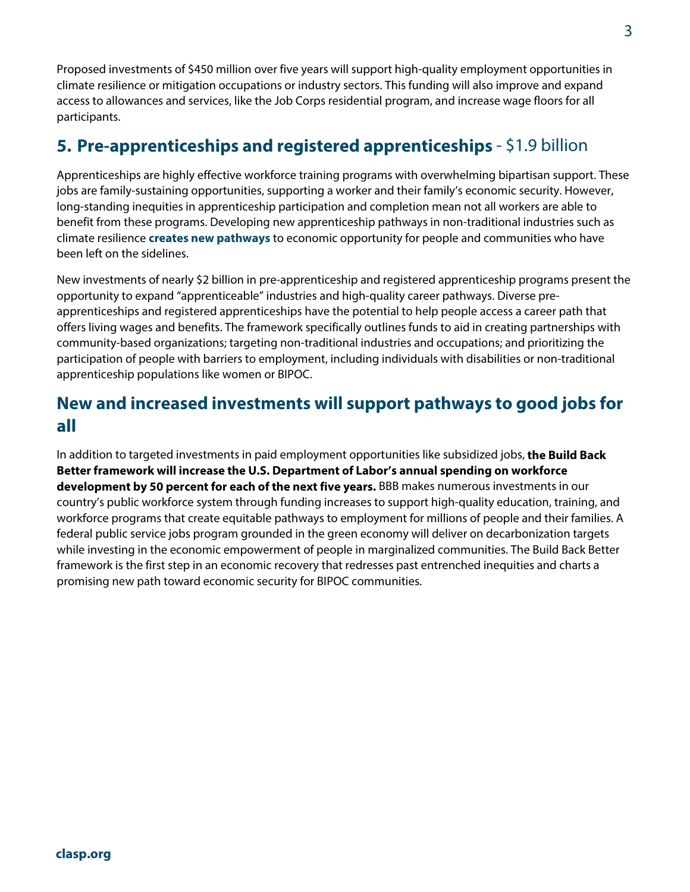Proposed investments of $450 million over five years will support high-quality employment opportunities in climate resilience or mitigation occupations or industry sectors. This funding will also improve and expand access to allowances and services, like the Job Corps residential program, and increase wage floors for all participants.

## 5. Pre-apprenticeships and registered apprenticeships - $1.9 billion

Apprenticeships are highly effective workforce training programs with overwhelming bipartisan support. These jobs are family-sustaining opportunities, supporting a worker and their family's economic security. However, long-standing inequities in apprenticeship participation and completion mean not all workers are able to benefit from these programs. Developing new apprenticeship pathways in non-traditional industries such as climate resilience **creates new pathways** to economic opportunity for people and communities who have been left on the sidelines.

New investments of nearly $2 billion in pre-apprenticeship and registered apprenticeship programs present the opportunity to expand "apprenticeable" industries and high-quality career pathways. Diverse pre-apprenticeships and registered apprenticeships have the potential to help people access a career path that offers living wages and benefits. The framework specifically outlines funds to aid in creating partnerships with community-based organizations; targeting non-traditional industries and occupations; and prioritizing the participation of people with barriers to employment, including individuals with disabilities or non-traditional apprenticeship populations like women or BIPOC.

## New and increased investments will support pathways to good jobs for all

In addition to targeted investments in paid employment opportunities like subsidized jobs, **the Build Back Better framework will increase the U.S. Department of Labor's annual spending on workforce development by 50 percent for each of the next five years.** BBB makes numerous investments in our country's public workforce system through funding increases to support high-quality education, training, and workforce programs that create equitable pathways to employment for millions of people and their families. A federal public service jobs program grounded in the green economy will deliver on decarbonization targets while investing in the economic empowerment of people in marginalized communities. The Build Back Better framework is the first step in an economic recovery that redresses past entrenched inequities and charts a promising new path toward economic security for BIPOC communities.